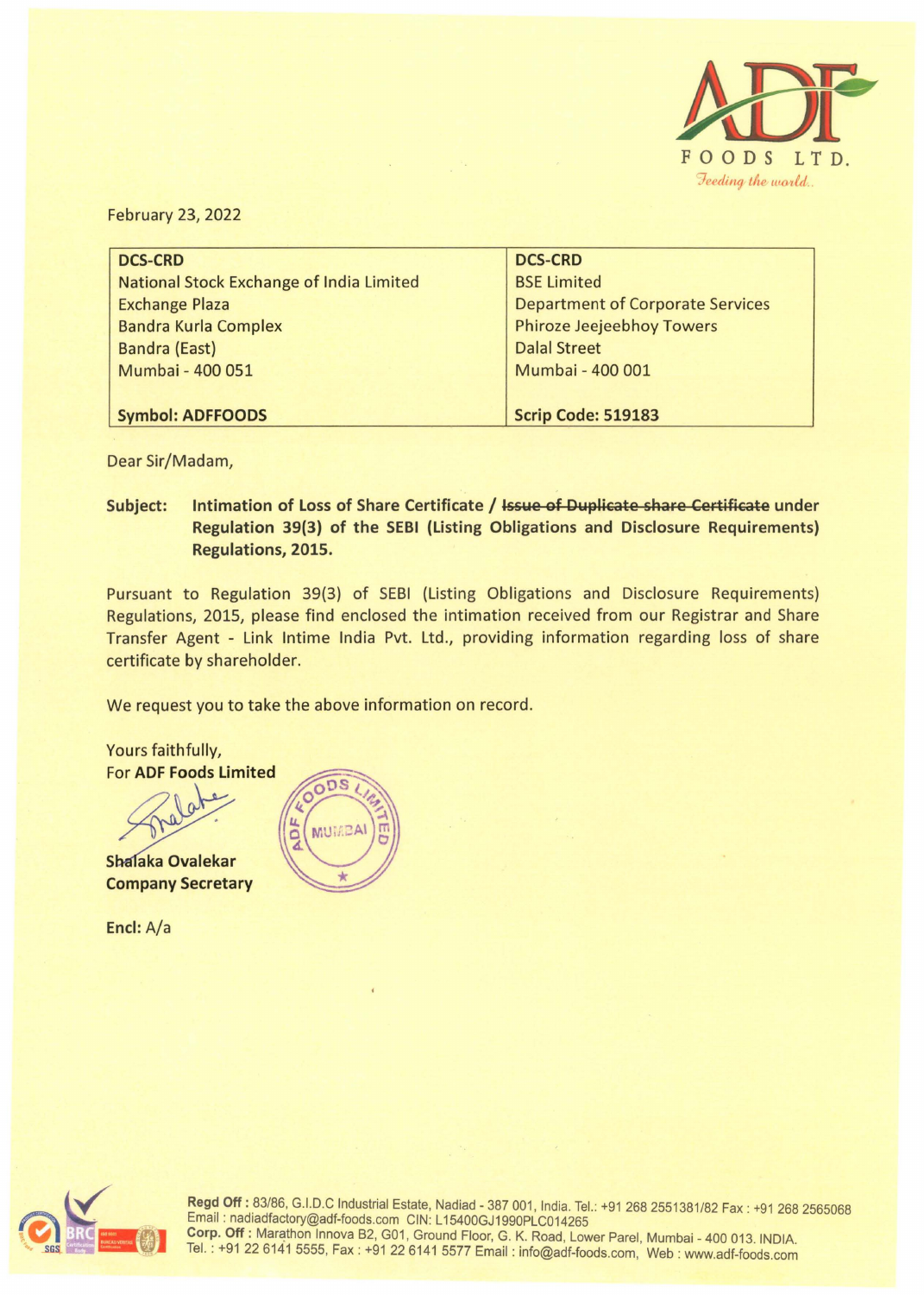ADF FOODS LTD.

*Feeding the world..*

February 23, 2022

| DCS-CRD<br>National Stock Exchange of India Limited<br>Exchange Plaza<br>Bandra Kurla Complex<br>Bandra (East)<br>Mumbai - 400 051<br><br>**Symbol: ADFFOODS** | DCS-CRD<br>BSE Limited<br>Department of Corporate Services<br>Phiroze Jeejeebhoy Towers<br>Dalal Street<br>Mumbai - 400 001<br><br>**Scrip Code: 519183** |
|---|---|

Dear Sir/Madam,

**Subject: Intimation of Loss of Share Certificate / ~~Issue of Duplicate share Certificate~~ under Regulation 39(3) of the SEBI (Listing Obligations and Disclosure Requirements) Regulations, 2015.**

Pursuant to Regulation 39(3) of SEBI (Listing Obligations and Disclosure Requirements) Regulations, 2015, please find enclosed the intimation received from our Registrar and Share Transfer Agent - Link Intime India Pvt. Ltd., providing information regarding loss of share certificate by shareholder.

We request you to take the above information on record.

Yours faithfully,
For **ADF Foods Limited**

**Shalaka Ovalekar**
**Company Secretary**

Encl: A/a

**Regd Off :** 83/86, G.I.D.C Industrial Estate, Nadiad - 387 001, India. Tel.: +91 268 2551381/82 Fax : +91 268 2565068 Email : nadiadfactory@adf-foods.com CIN: L15400GJ1990PLC014265
**Corp. Off :** Marathon Innova B2, G01, Ground Floor, G. K. Road, Lower Parel, Mumbai - 400 013. INDIA. Tel. : +91 22 6141 5555, Fax : +91 22 6141 5577 Email : info@adf-foods.com, Web : www.adf-foods.com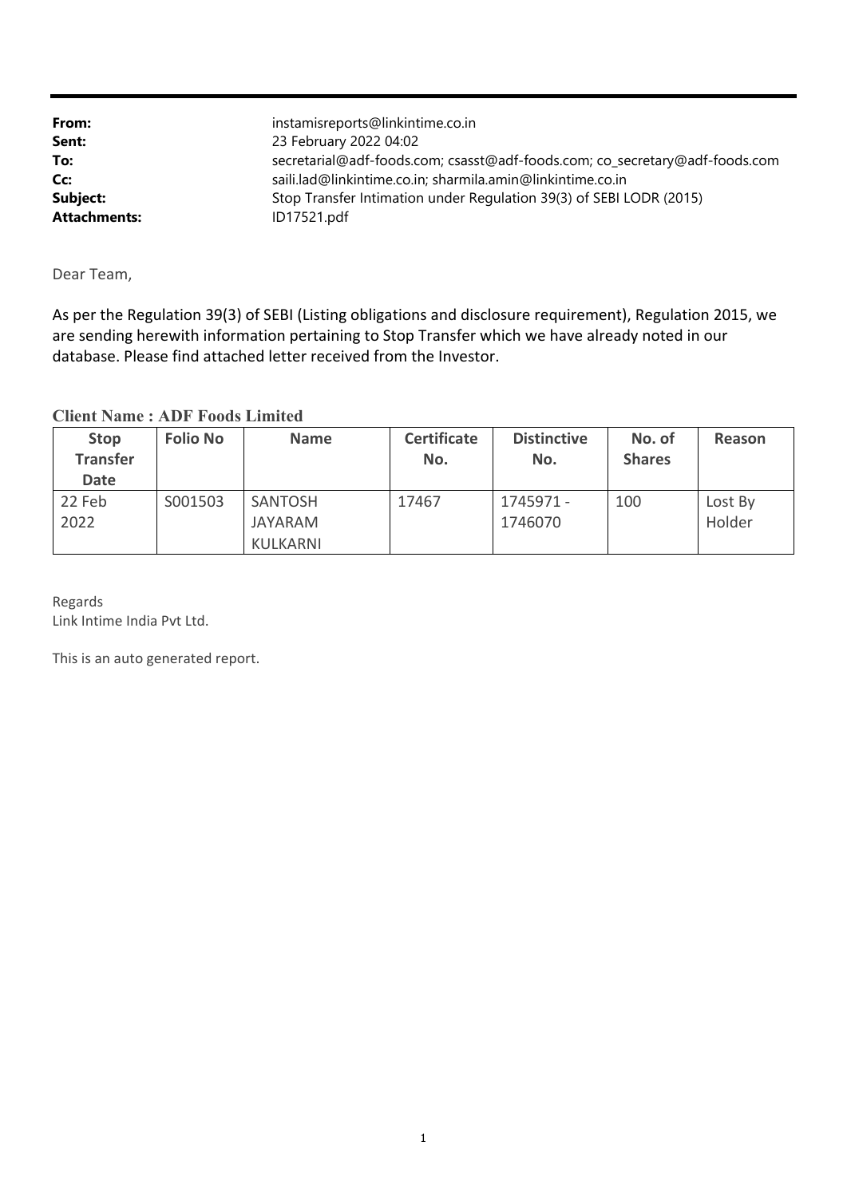**From:** instamisreports@linkintime.co.in
**Sent:** 23 February 2022 04:02
**To:** secretarial@adf-foods.com; csasst@adf-foods.com; co_secretary@adf-foods.com
**Cc:** saili.lad@linkintime.co.in; sharmila.amin@linkintime.co.in
**Subject:** Stop Transfer Intimation under Regulation 39(3) of SEBI LODR (2015)
**Attachments:** ID17521.pdf

Dear Team,

As per the Regulation 39(3) of SEBI (Listing obligations and disclosure requirement), Regulation 2015, we are sending herewith information pertaining to Stop Transfer which we have already noted in our database. Please find attached letter received from the Investor.

**Client Name : ADF Foods Limited**

| Stop Transfer Date | Folio No | Name | Certificate No. | Distinctive No. | No. of Shares | Reason |
|---|---|---|---|---|---|---|
| 22 Feb 2022 | S001503 | SANTOSH JAYARAM KULKARNI | 17467 | 1745971 - 1746070 | 100 | Lost By Holder |

Regards
Link Intime India Pvt Ltd.

This is an auto generated report.